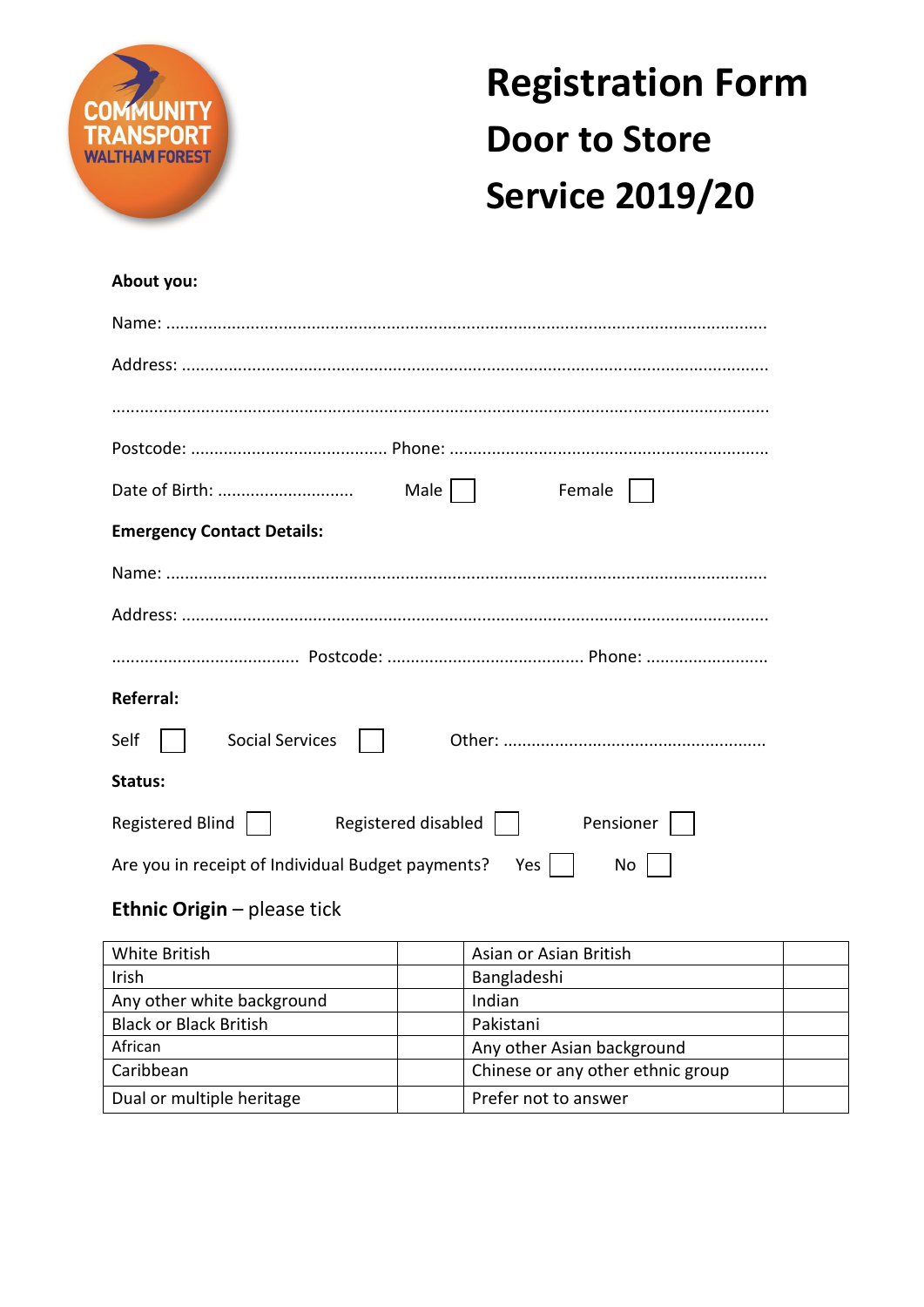COMMUNITY TRANSPORT WALTHAM FOREST

# Registration Form Door to Store Service 2019/20

**About you:**

Name: ..............................................................................................................................

Address: ..........................................................................................................................

.........................................................................................................................................

Postcode: .......................................... Phone: ....................................................................

Date of Birth: ............................. Male ☐ Female ☐

**Emergency Contact Details:**

Name: ..............................................................................................................................

Address: ..........................................................................................................................

....................................... Postcode: .......................................... Phone: ..........................

**Referral:**

Self ☐ Social Services ☐ Other: .......................................................

**Status:**

Registered Blind ☐ Registered disabled ☐ Pensioner ☐

Are you in receipt of Individual Budget payments? Yes ☐ No ☐

**Ethnic Origin** – please tick

| White British | | Asian or Asian British | |
|---|---|---|---|
| Irish | | Bangladeshi | |
| Any other white background | | Indian | |
| Black or Black British | | Pakistani | |
| African | | Any other Asian background | |
| Caribbean | | Chinese or any other ethnic group | |
| Dual or multiple heritage | | Prefer not to answer | |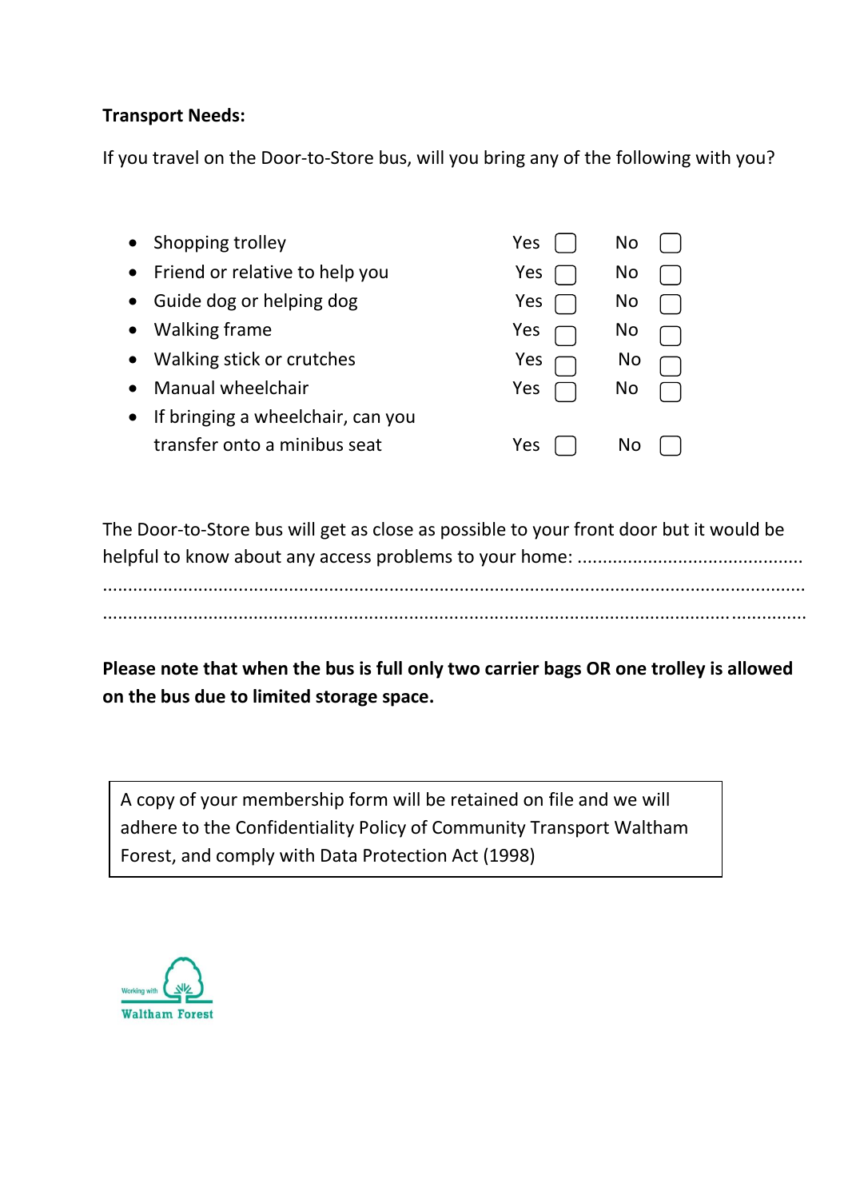**Transport Needs:**

If you travel on the Door-to-Store bus, will you bring any of the following with you?

| | | |
|---|---|---|
| • Shopping trolley | Yes ☐ | No ☐ |
| • Friend or relative to help you | Yes ☐ | No ☐ |
| • Guide dog or helping dog | Yes ☐ | No ☐ |
| • Walking frame | Yes ☐ | No ☐ |
| • Walking stick or crutches | Yes ☐ | No ☐ |
| • Manual wheelchair | Yes ☐ | No ☐ |
| • If bringing a wheelchair, can you transfer onto a minibus seat | Yes ☐ | No ☐ |

The Door-to-Store bus will get as close as possible to your front door but it would be helpful to know about any access problems to your home: ............................................
..........................................................................................................................................
..........................................................................................................................................

**Please note that when the bus is full only two carrier bags OR one trolley is allowed on the bus due to limited storage space.**

A copy of your membership form will be retained on file and we will adhere to the Confidentiality Policy of Community Transport Waltham Forest, and comply with Data Protection Act (1998)

Working with Waltham Forest